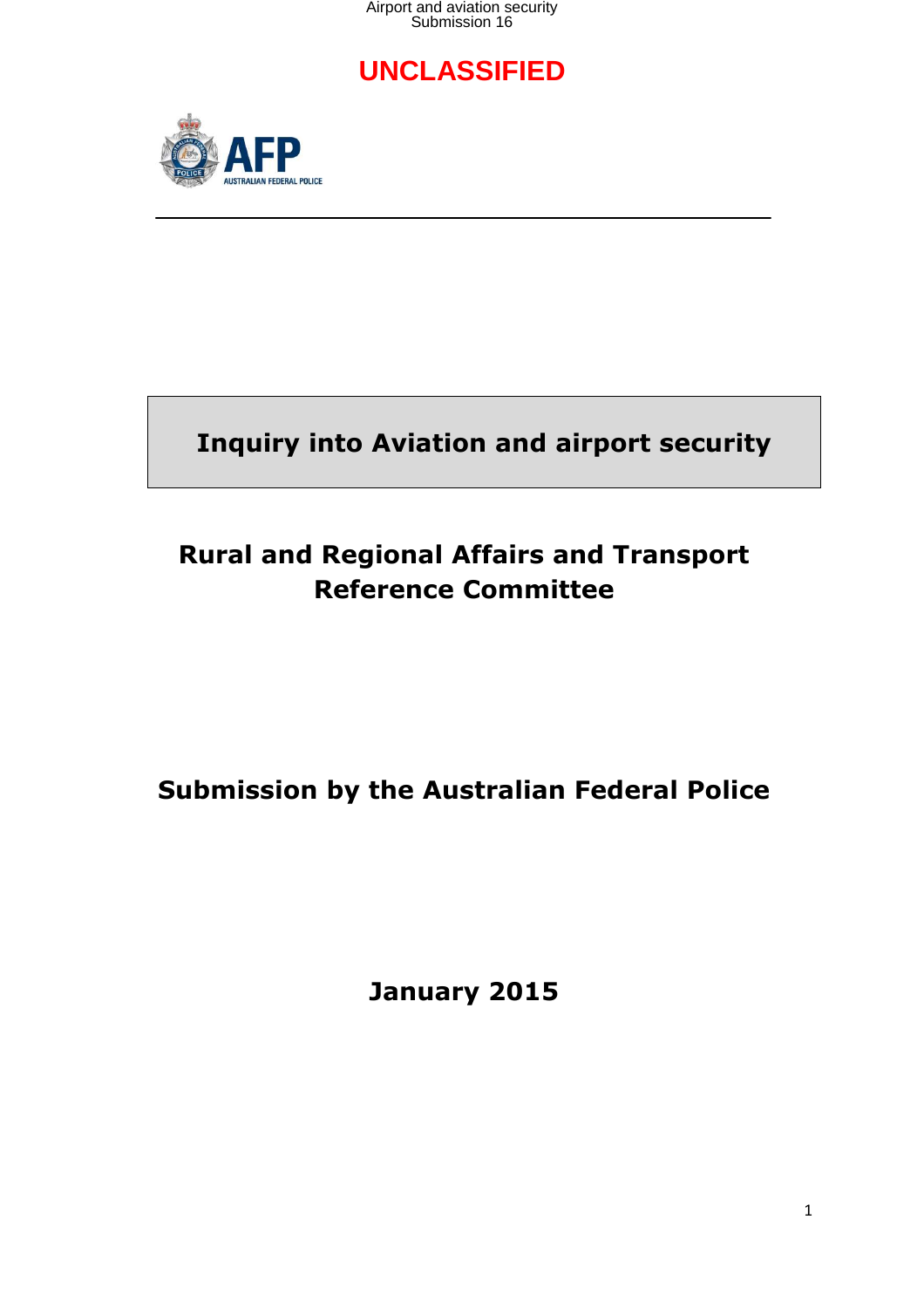**UNCLASSIFIED**

AFP
AUSTRALIAN FEDERAL POLICE

# Inquiry into Aviation and airport security

## Rural and Regional Affairs and Transport Reference Committee

## Submission by the Australian Federal Police

**January 2015**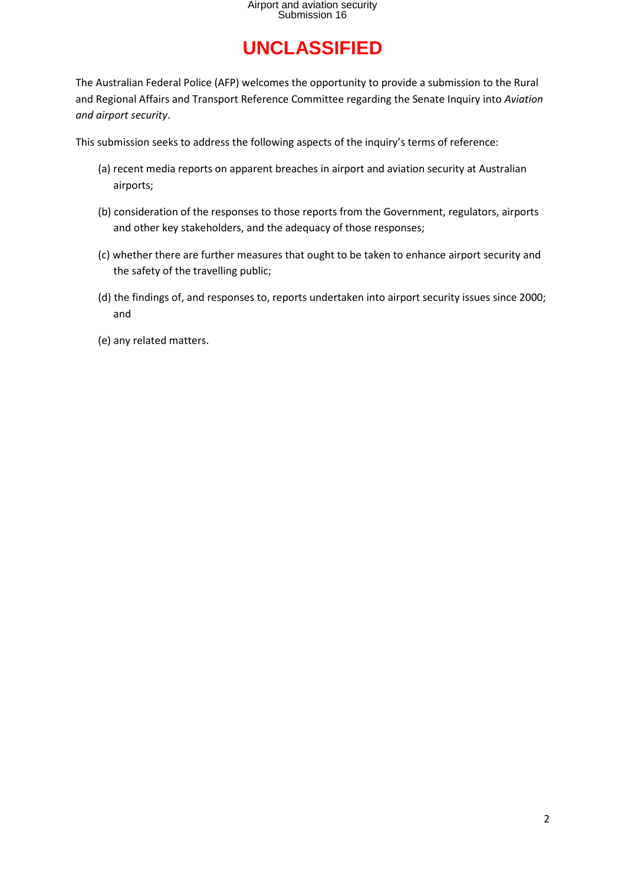**UNCLASSIFIED**

The Australian Federal Police (AFP) welcomes the opportunity to provide a submission to the Rural and Regional Affairs and Transport Reference Committee regarding the Senate Inquiry into *Aviation and airport security*.

This submission seeks to address the following aspects of the inquiry's terms of reference:

(a) recent media reports on apparent breaches in airport and aviation security at Australian airports;

(b) consideration of the responses to those reports from the Government, regulators, airports and other key stakeholders, and the adequacy of those responses;

(c) whether there are further measures that ought to be taken to enhance airport security and the safety of the travelling public;

(d) the findings of, and responses to, reports undertaken into airport security issues since 2000; and

(e) any related matters.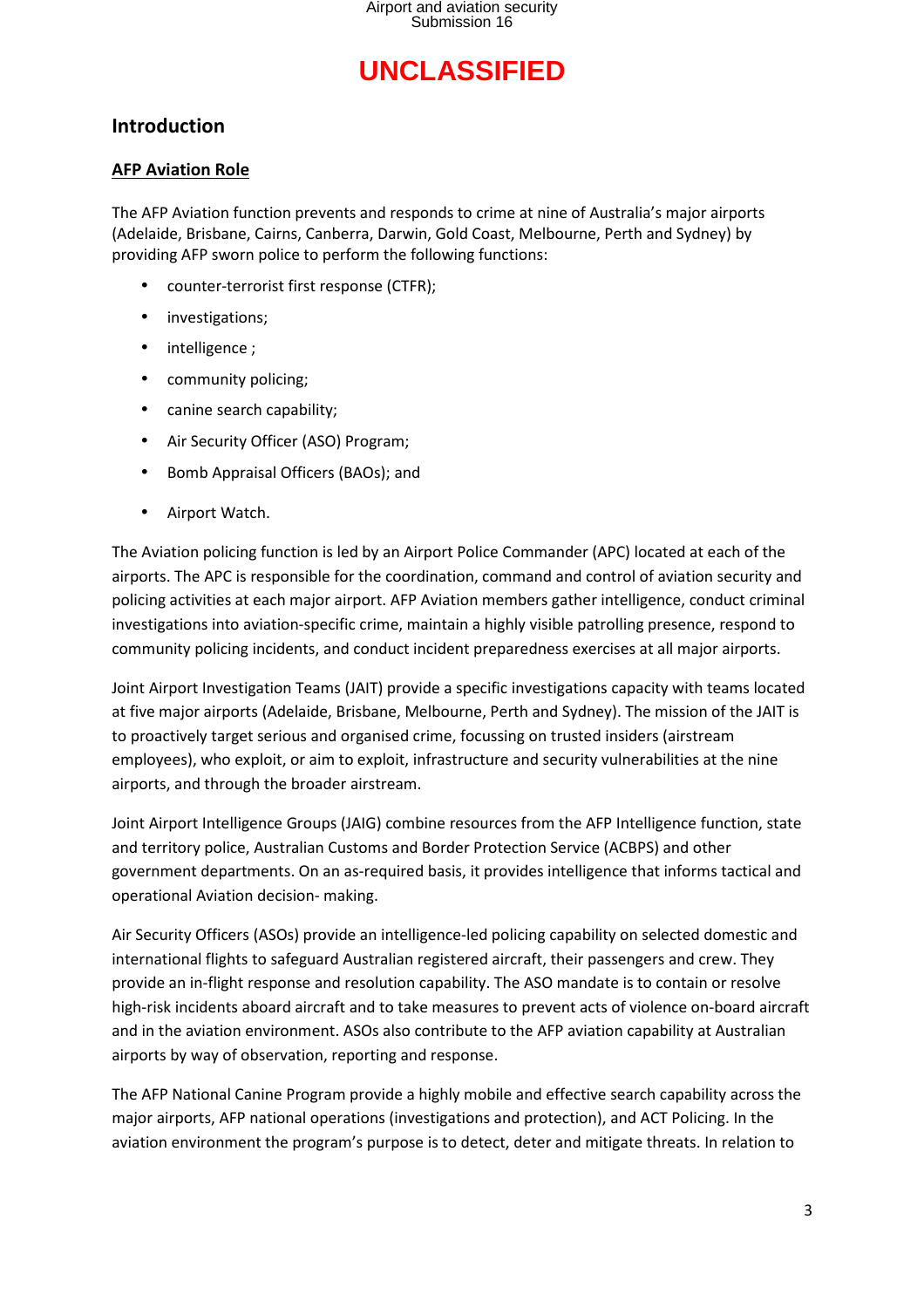**UNCLASSIFIED**

## Introduction

### AFP Aviation Role

The AFP Aviation function prevents and responds to crime at nine of Australia's major airports (Adelaide, Brisbane, Cairns, Canberra, Darwin, Gold Coast, Melbourne, Perth and Sydney) by providing AFP sworn police to perform the following functions:

- counter-terrorist first response (CTFR);
- investigations;
- intelligence ;
- community policing;
- canine search capability;
- Air Security Officer (ASO) Program;
- Bomb Appraisal Officers (BAOs); and
- Airport Watch.

The Aviation policing function is led by an Airport Police Commander (APC) located at each of the airports. The APC is responsible for the coordination, command and control of aviation security and policing activities at each major airport. AFP Aviation members gather intelligence, conduct criminal investigations into aviation-specific crime, maintain a highly visible patrolling presence, respond to community policing incidents, and conduct incident preparedness exercises at all major airports.

Joint Airport Investigation Teams (JAIT) provide a specific investigations capacity with teams located at five major airports (Adelaide, Brisbane, Melbourne, Perth and Sydney). The mission of the JAIT is to proactively target serious and organised crime, focussing on trusted insiders (airstream employees), who exploit, or aim to exploit, infrastructure and security vulnerabilities at the nine airports, and through the broader airstream.

Joint Airport Intelligence Groups (JAIG) combine resources from the AFP Intelligence function, state and territory police, Australian Customs and Border Protection Service (ACBPS) and other government departments. On an as-required basis, it provides intelligence that informs tactical and operational Aviation decision- making.

Air Security Officers (ASOs) provide an intelligence-led policing capability on selected domestic and international flights to safeguard Australian registered aircraft, their passengers and crew. They provide an in-flight response and resolution capability. The ASO mandate is to contain or resolve high-risk incidents aboard aircraft and to take measures to prevent acts of violence on-board aircraft and in the aviation environment. ASOs also contribute to the AFP aviation capability at Australian airports by way of observation, reporting and response.

The AFP National Canine Program provide a highly mobile and effective search capability across the major airports, AFP national operations (investigations and protection), and ACT Policing. In the aviation environment the program's purpose is to detect, deter and mitigate threats. In relation to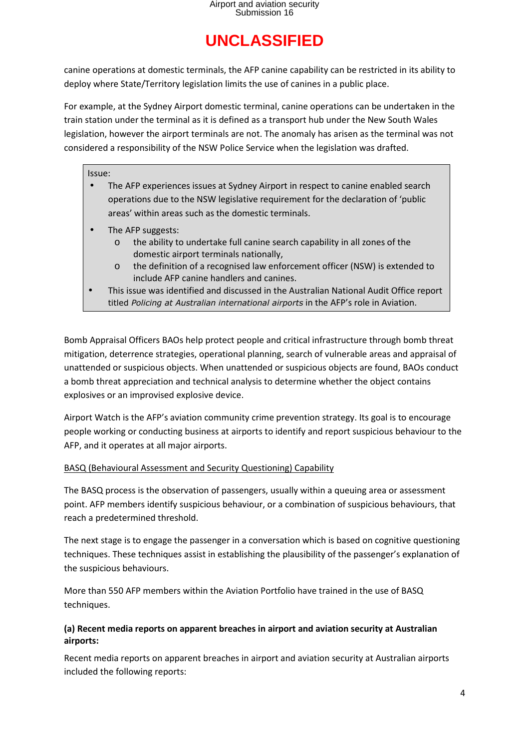UNCLASSIFIED

canine operations at domestic terminals, the AFP canine capability can be restricted in its ability to deploy where State/Territory legislation limits the use of canines in a public place.

For example, at the Sydney Airport domestic terminal, canine operations can be undertaken in the train station under the terminal as it is defined as a transport hub under the New South Wales legislation, however the airport terminals are not. The anomaly has arisen as the terminal was not considered a responsibility of the NSW Police Service when the legislation was drafted.

> Issue:
>
> - The AFP experiences issues at Sydney Airport in respect to canine enabled search operations due to the NSW legislative requirement for the declaration of 'public areas' within areas such as the domestic terminals.
> - The AFP suggests:
>   - the ability to undertake full canine search capability in all zones of the domestic airport terminals nationally,
>   - the definition of a recognised law enforcement officer (NSW) is extended to include AFP canine handlers and canines.
> - This issue was identified and discussed in the Australian National Audit Office report titled *Policing at Australian international airports* in the AFP's role in Aviation.

Bomb Appraisal Officers BAOs help protect people and critical infrastructure through bomb threat mitigation, deterrence strategies, operational planning, search of vulnerable areas and appraisal of unattended or suspicious objects. When unattended or suspicious objects are found, BAOs conduct a bomb threat appreciation and technical analysis to determine whether the object contains explosives or an improvised explosive device.

Airport Watch is the AFP's aviation community crime prevention strategy. Its goal is to encourage people working or conducting business at airports to identify and report suspicious behaviour to the AFP, and it operates at all major airports.

<u>BASQ (Behavioural Assessment and Security Questioning) Capability</u>

The BASQ process is the observation of passengers, usually within a queuing area or assessment point. AFP members identify suspicious behaviour, or a combination of suspicious behaviours, that reach a predetermined threshold.

The next stage is to engage the passenger in a conversation which is based on cognitive questioning techniques. These techniques assist in establishing the plausibility of the passenger's explanation of the suspicious behaviours.

More than 550 AFP members within the Aviation Portfolio have trained in the use of BASQ techniques.

**(a) Recent media reports on apparent breaches in airport and aviation security at Australian airports:**

Recent media reports on apparent breaches in airport and aviation security at Australian airports included the following reports: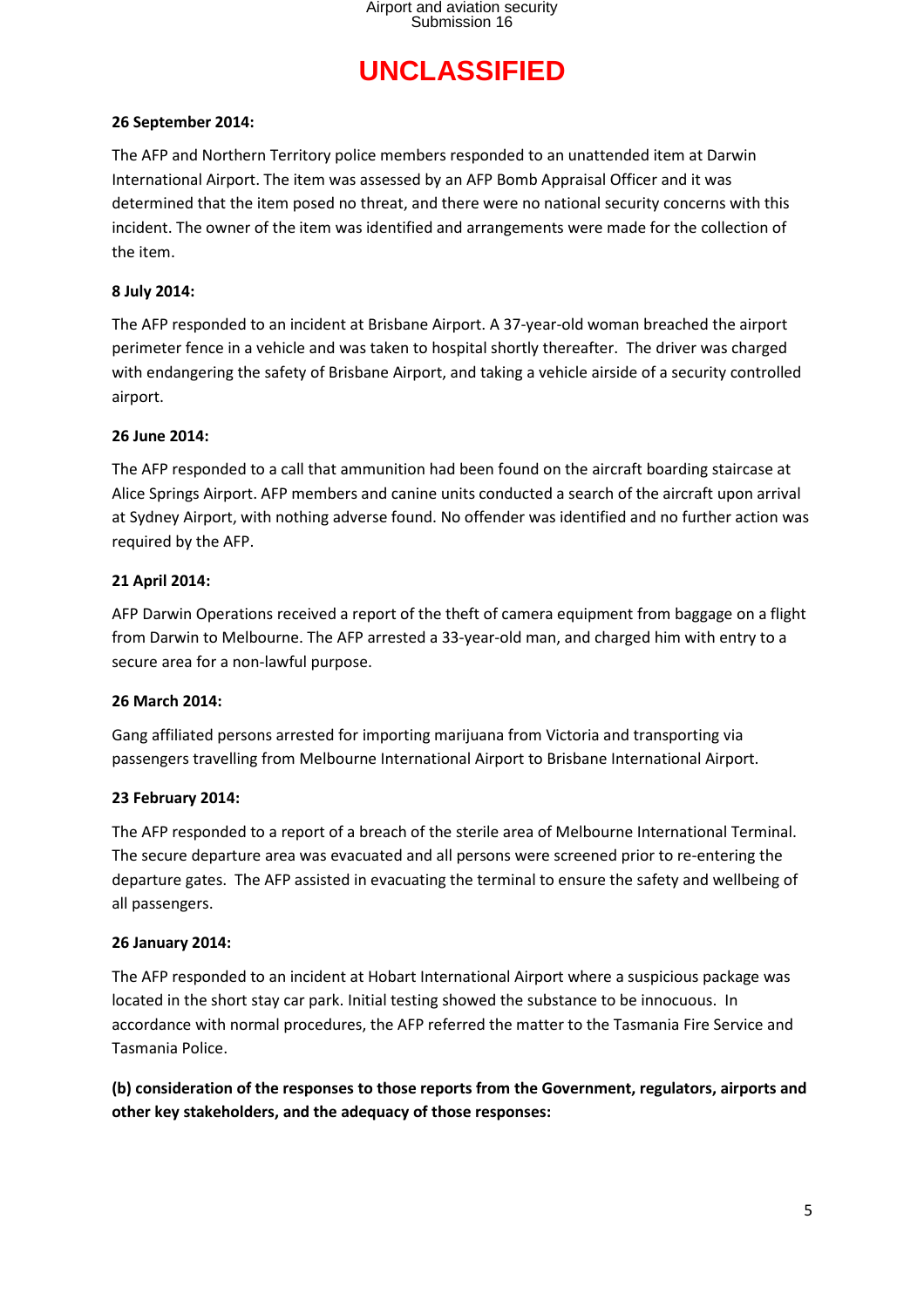**UNCLASSIFIED**

**26 September 2014:**

The AFP and Northern Territory police members responded to an unattended item at Darwin International Airport. The item was assessed by an AFP Bomb Appraisal Officer and it was determined that the item posed no threat, and there were no national security concerns with this incident. The owner of the item was identified and arrangements were made for the collection of the item.

**8 July 2014:**

The AFP responded to an incident at Brisbane Airport. A 37-year-old woman breached the airport perimeter fence in a vehicle and was taken to hospital shortly thereafter. The driver was charged with endangering the safety of Brisbane Airport, and taking a vehicle airside of a security controlled airport.

**26 June 2014:**

The AFP responded to a call that ammunition had been found on the aircraft boarding staircase at Alice Springs Airport. AFP members and canine units conducted a search of the aircraft upon arrival at Sydney Airport, with nothing adverse found. No offender was identified and no further action was required by the AFP.

**21 April 2014:**

AFP Darwin Operations received a report of the theft of camera equipment from baggage on a flight from Darwin to Melbourne. The AFP arrested a 33-year-old man, and charged him with entry to a secure area for a non-lawful purpose.

**26 March 2014:**

Gang affiliated persons arrested for importing marijuana from Victoria and transporting via passengers travelling from Melbourne International Airport to Brisbane International Airport.

**23 February 2014:**

The AFP responded to a report of a breach of the sterile area of Melbourne International Terminal. The secure departure area was evacuated and all persons were screened prior to re-entering the departure gates. The AFP assisted in evacuating the terminal to ensure the safety and wellbeing of all passengers.

**26 January 2014:**

The AFP responded to an incident at Hobart International Airport where a suspicious package was located in the short stay car park. Initial testing showed the substance to be innocuous. In accordance with normal procedures, the AFP referred the matter to the Tasmania Fire Service and Tasmania Police.

**(b) consideration of the responses to those reports from the Government, regulators, airports and other key stakeholders, and the adequacy of those responses:**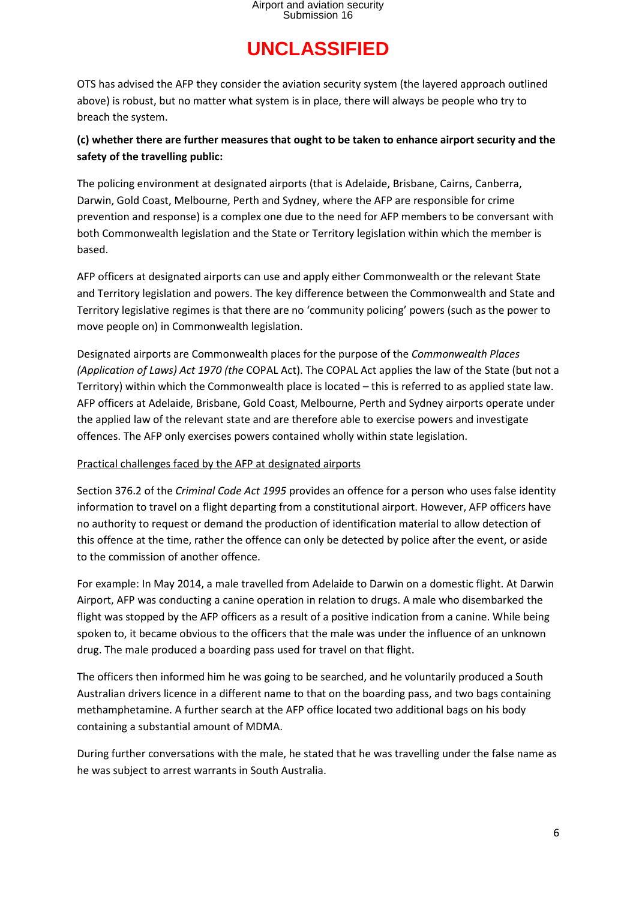OTS has advised the AFP they consider the aviation security system (the layered approach outlined above) is robust, but no matter what system is in place, there will always be people who try to breach the system.

**(c) whether there are further measures that ought to be taken to enhance airport security and the safety of the travelling public:**

The policing environment at designated airports (that is Adelaide, Brisbane, Cairns, Canberra, Darwin, Gold Coast, Melbourne, Perth and Sydney, where the AFP are responsible for crime prevention and response) is a complex one due to the need for AFP members to be conversant with both Commonwealth legislation and the State or Territory legislation within which the member is based.

AFP officers at designated airports can use and apply either Commonwealth or the relevant State and Territory legislation and powers. The key difference between the Commonwealth and State and Territory legislative regimes is that there are no 'community policing' powers (such as the power to move people on) in Commonwealth legislation.

Designated airports are Commonwealth places for the purpose of the *Commonwealth Places (Application of Laws) Act 1970 (the* COPAL Act). The COPAL Act applies the law of the State (but not a Territory) within which the Commonwealth place is located – this is referred to as applied state law. AFP officers at Adelaide, Brisbane, Gold Coast, Melbourne, Perth and Sydney airports operate under the applied law of the relevant state and are therefore able to exercise powers and investigate offences. The AFP only exercises powers contained wholly within state legislation.

<u>Practical challenges faced by the AFP at designated airports</u>

Section 376.2 of the *Criminal Code Act 1995* provides an offence for a person who uses false identity information to travel on a flight departing from a constitutional airport. However, AFP officers have no authority to request or demand the production of identification material to allow detection of this offence at the time, rather the offence can only be detected by police after the event, or aside to the commission of another offence.

For example: In May 2014, a male travelled from Adelaide to Darwin on a domestic flight. At Darwin Airport, AFP was conducting a canine operation in relation to drugs. A male who disembarked the flight was stopped by the AFP officers as a result of a positive indication from a canine. While being spoken to, it became obvious to the officers that the male was under the influence of an unknown drug. The male produced a boarding pass used for travel on that flight.

The officers then informed him he was going to be searched, and he voluntarily produced a South Australian drivers licence in a different name to that on the boarding pass, and two bags containing methamphetamine. A further search at the AFP office located two additional bags on his body containing a substantial amount of MDMA.

During further conversations with the male, he stated that he was travelling under the false name as he was subject to arrest warrants in South Australia.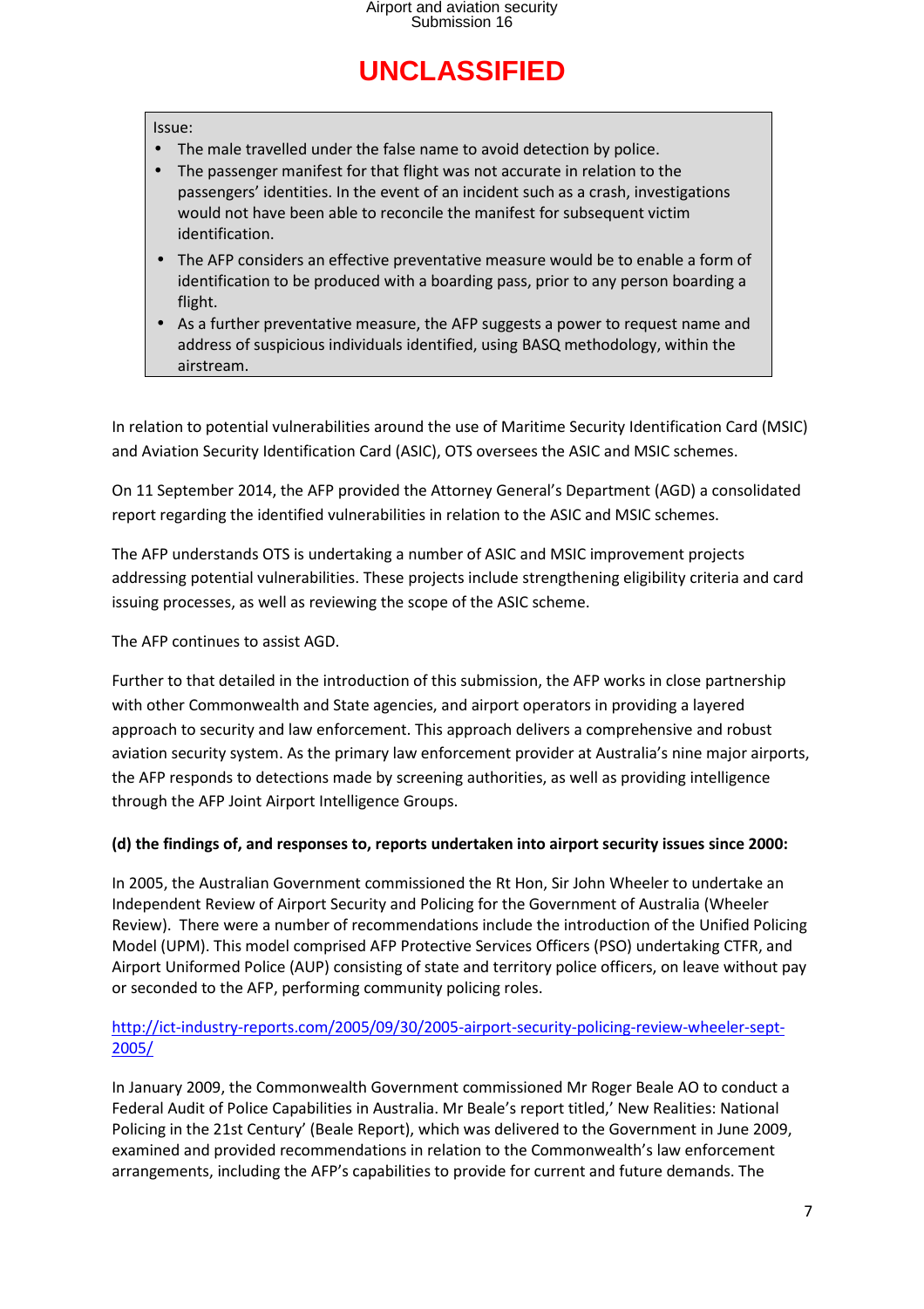**UNCLASSIFIED**

Issue:

- The male travelled under the false name to avoid detection by police.
- The passenger manifest for that flight was not accurate in relation to the passengers' identities. In the event of an incident such as a crash, investigations would not have been able to reconcile the manifest for subsequent victim identification.
- The AFP considers an effective preventative measure would be to enable a form of identification to be produced with a boarding pass, prior to any person boarding a flight.
- As a further preventative measure, the AFP suggests a power to request name and address of suspicious individuals identified, using BASQ methodology, within the airstream.

In relation to potential vulnerabilities around the use of Maritime Security Identification Card (MSIC) and Aviation Security Identification Card (ASIC), OTS oversees the ASIC and MSIC schemes.

On 11 September 2014, the AFP provided the Attorney General's Department (AGD) a consolidated report regarding the identified vulnerabilities in relation to the ASIC and MSIC schemes.

The AFP understands OTS is undertaking a number of ASIC and MSIC improvement projects addressing potential vulnerabilities. These projects include strengthening eligibility criteria and card issuing processes, as well as reviewing the scope of the ASIC scheme.

The AFP continues to assist AGD.

Further to that detailed in the introduction of this submission, the AFP works in close partnership with other Commonwealth and State agencies, and airport operators in providing a layered approach to security and law enforcement. This approach delivers a comprehensive and robust aviation security system. As the primary law enforcement provider at Australia's nine major airports, the AFP responds to detections made by screening authorities, as well as providing intelligence through the AFP Joint Airport Intelligence Groups.

**(d) the findings of, and responses to, reports undertaken into airport security issues since 2000:**

In 2005, the Australian Government commissioned the Rt Hon, Sir John Wheeler to undertake an Independent Review of Airport Security and Policing for the Government of Australia (Wheeler Review). There were a number of recommendations include the introduction of the Unified Policing Model (UPM). This model comprised AFP Protective Services Officers (PSO) undertaking CTFR, and Airport Uniformed Police (AUP) consisting of state and territory police officers, on leave without pay or seconded to the AFP, performing community policing roles.

http://ict-industry-reports.com/2005/09/30/2005-airport-security-policing-review-wheeler-sept-2005/

In January 2009, the Commonwealth Government commissioned Mr Roger Beale AO to conduct a Federal Audit of Police Capabilities in Australia. Mr Beale's report titled,' New Realities: National Policing in the 21st Century' (Beale Report), which was delivered to the Government in June 2009, examined and provided recommendations in relation to the Commonwealth's law enforcement arrangements, including the AFP's capabilities to provide for current and future demands. The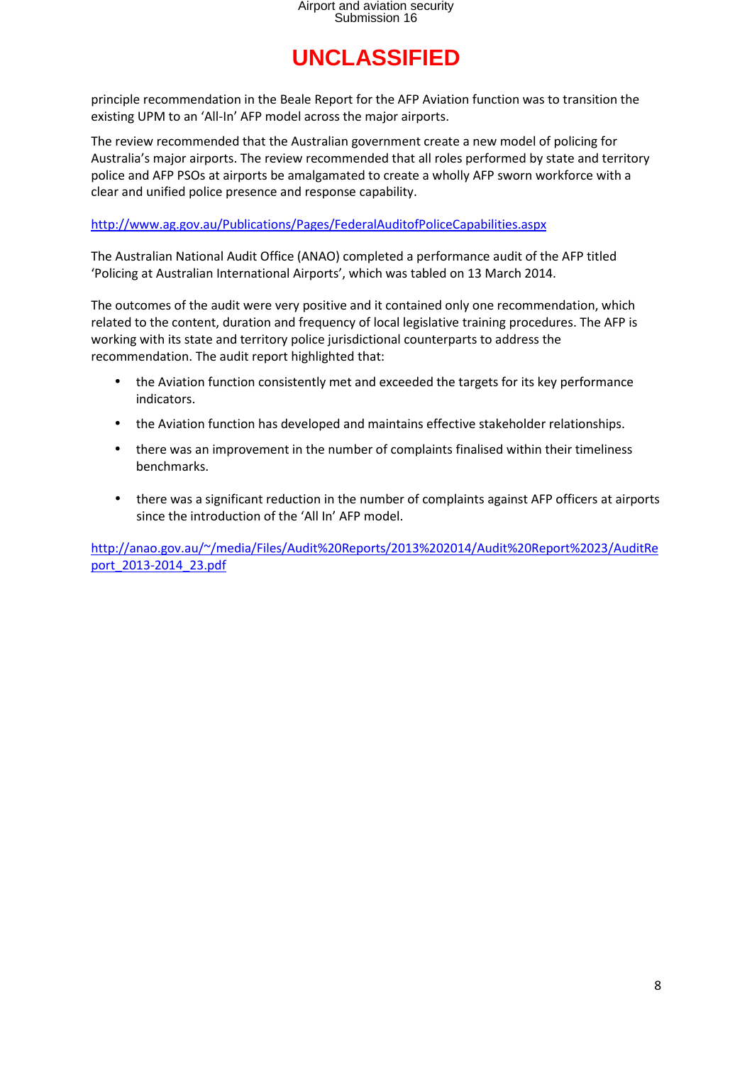UNCLASSIFIED

principle recommendation in the Beale Report for the AFP Aviation function was to transition the existing UPM to an 'All-In' AFP model across the major airports.

The review recommended that the Australian government create a new model of policing for Australia's major airports. The review recommended that all roles performed by state and territory police and AFP PSOs at airports be amalgamated to create a wholly AFP sworn workforce with a clear and unified police presence and response capability.

http://www.ag.gov.au/Publications/Pages/FederalAuditofPoliceCapabilities.aspx

The Australian National Audit Office (ANAO) completed a performance audit of the AFP titled 'Policing at Australian International Airports', which was tabled on 13 March 2014.

The outcomes of the audit were very positive and it contained only one recommendation, which related to the content, duration and frequency of local legislative training procedures. The AFP is working with its state and territory police jurisdictional counterparts to address the recommendation. The audit report highlighted that:

- the Aviation function consistently met and exceeded the targets for its key performance indicators.
- the Aviation function has developed and maintains effective stakeholder relationships.
- there was an improvement in the number of complaints finalised within their timeliness benchmarks.
- there was a significant reduction in the number of complaints against AFP officers at airports since the introduction of the 'All In' AFP model.

http://anao.gov.au/~/media/Files/Audit%20Reports/2013%202014/Audit%20Report%2023/AuditReport_2013-2014_23.pdf